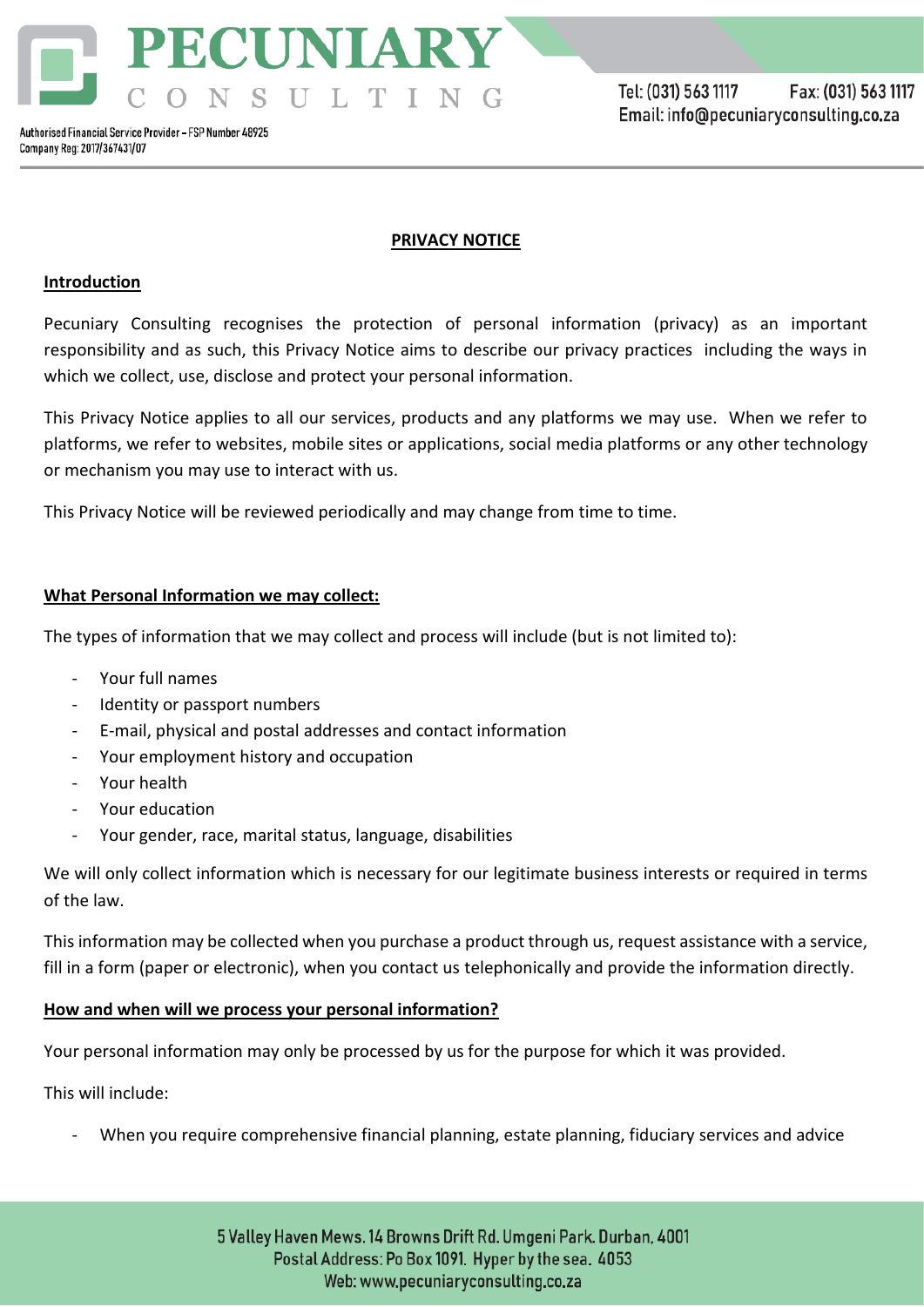# PRIVACY NOTICE

## Introduction

Pecuniary Consulting recognises the protection of personal information (privacy) as an important responsibility and as such, this Privacy Notice aims to describe our privacy practices including the ways in which we collect, use, disclose and protect your personal information.

This Privacy Notice applies to all our services, products and any platforms we may use. When we refer to platforms, we refer to websites, mobile sites or applications, social media platforms or any other technology or mechanism you may use to interact with us.

This Privacy Notice will be reviewed periodically and may change from time to time.

## What Personal Information we may collect:

The types of information that we may collect and process will include (but is not limited to):

- Your full names
- Identity or passport numbers
- E-mail, physical and postal addresses and contact information
- Your employment history and occupation
- Your health
- Your education
- Your gender, race, marital status, language, disabilities

We will only collect information which is necessary for our legitimate business interests or required in terms of the law.

This information may be collected when you purchase a product through us, request assistance with a service, fill in a form (paper or electronic), when you contact us telephonically and provide the information directly.

## How and when will we process your personal information?

Your personal information may only be processed by us for the purpose for which it was provided.

This will include:

- When you require comprehensive financial planning, estate planning, fiduciary services and advice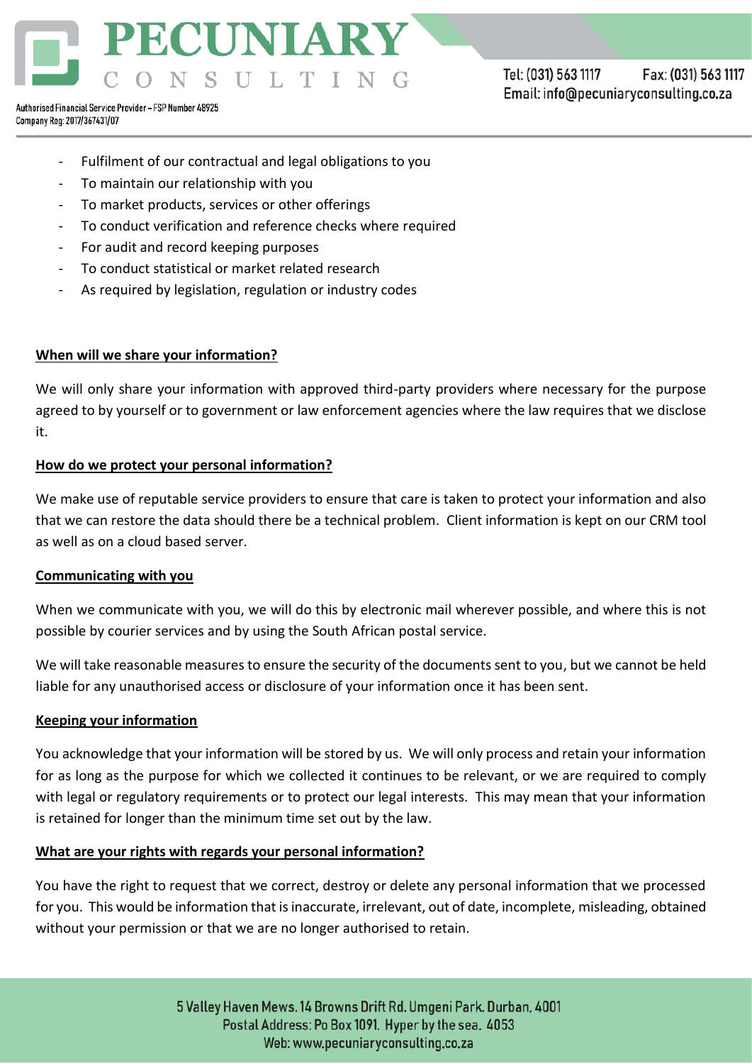- Fulfilment of our contractual and legal obligations to you
- To maintain our relationship with you
- To market products, services or other offerings
- To conduct verification and reference checks where required
- For audit and record keeping purposes
- To conduct statistical or market related research
- As required by legislation, regulation or industry codes

**When will we share your information?**

We will only share your information with approved third-party providers where necessary for the purpose agreed to by yourself or to government or law enforcement agencies where the law requires that we disclose it.

**How do we protect your personal information?**

We make use of reputable service providers to ensure that care is taken to protect your information and also that we can restore the data should there be a technical problem. Client information is kept on our CRM tool as well as on a cloud based server.

**Communicating with you**

When we communicate with you, we will do this by electronic mail wherever possible, and where this is not possible by courier services and by using the South African postal service.

We will take reasonable measures to ensure the security of the documents sent to you, but we cannot be held liable for any unauthorised access or disclosure of your information once it has been sent.

**Keeping your information**

You acknowledge that your information will be stored by us. We will only process and retain your information for as long as the purpose for which we collected it continues to be relevant, or we are required to comply with legal or regulatory requirements or to protect our legal interests. This may mean that your information is retained for longer than the minimum time set out by the law.

**What are your rights with regards your personal information?**

You have the right to request that we correct, destroy or delete any personal information that we processed for you. This would be information that is inaccurate, irrelevant, out of date, incomplete, misleading, obtained without your permission or that we are no longer authorised to retain.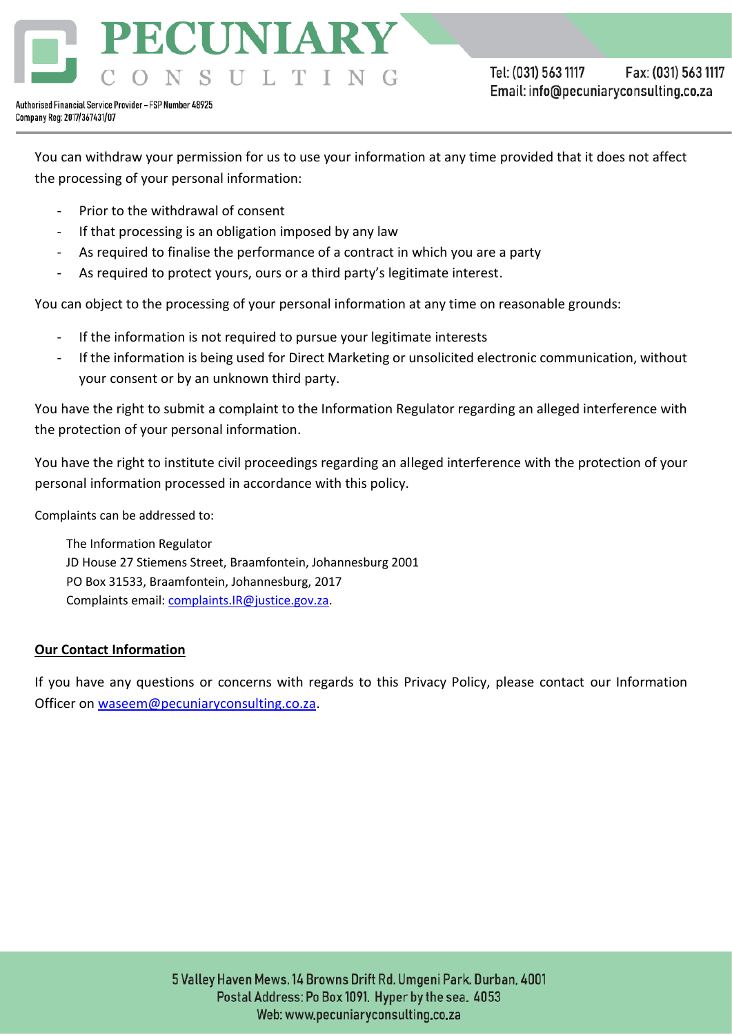You can withdraw your permission for us to use your information at any time provided that it does not affect the processing of your personal information:

- Prior to the withdrawal of consent
- If that processing is an obligation imposed by any law
- As required to finalise the performance of a contract in which you are a party
- As required to protect yours, ours or a third party's legitimate interest.

You can object to the processing of your personal information at any time on reasonable grounds:

- If the information is not required to pursue your legitimate interests
- If the information is being used for Direct Marketing or unsolicited electronic communication, without your consent or by an unknown third party.

You have the right to submit a complaint to the Information Regulator regarding an alleged interference with the protection of your personal information.

You have the right to institute civil proceedings regarding an alleged interference with the protection of your personal information processed in accordance with this policy.

Complaints can be addressed to:

The Information Regulator
JD House 27 Stiemens Street, Braamfontein, Johannesburg 2001
PO Box 31533, Braamfontein, Johannesburg, 2017
Complaints email: complaints.IR@justice.gov.za.

**Our Contact Information**

If you have any questions or concerns with regards to this Privacy Policy, please contact our Information Officer on waseem@pecuniaryconsulting.co.za.